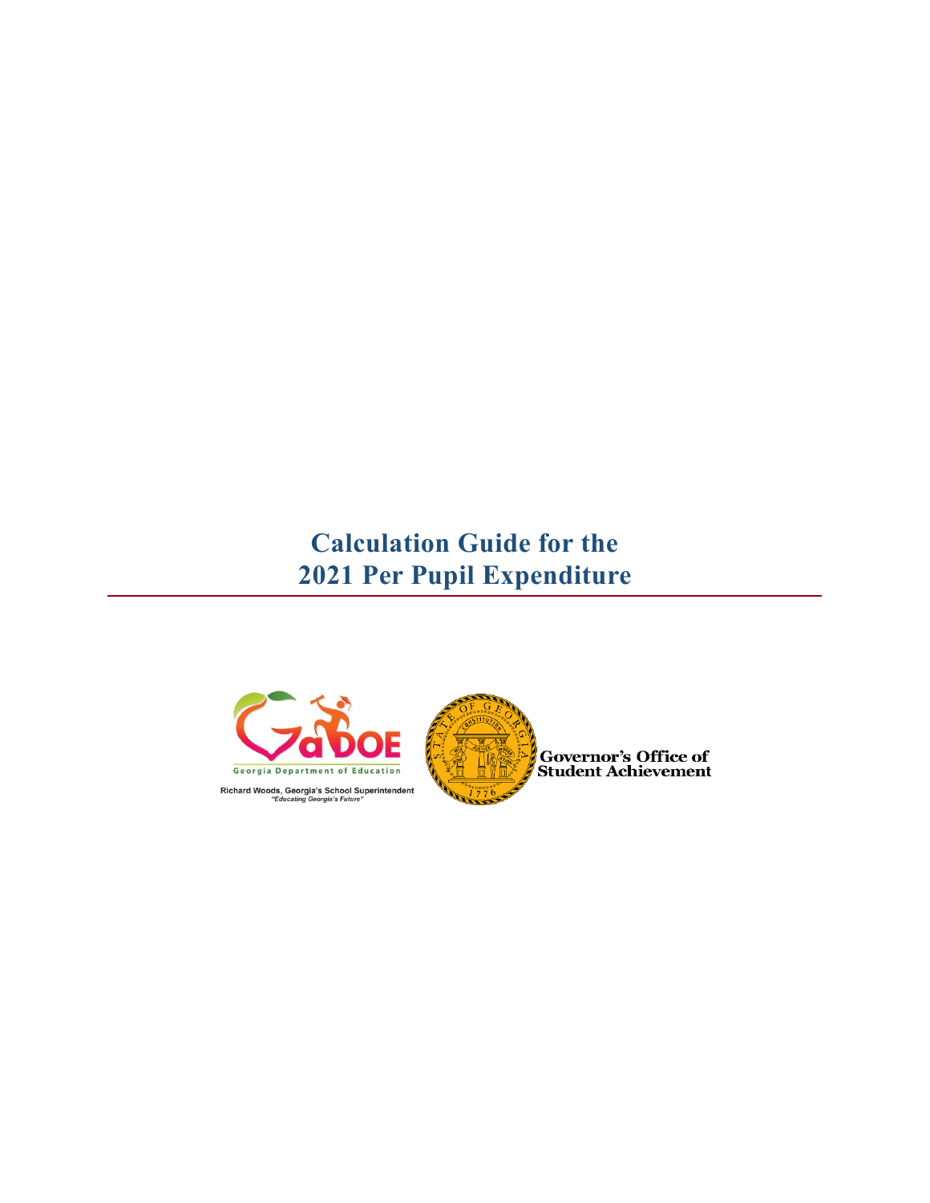# Calculation Guide for the 2021 Per Pupil Expenditure

Georgia Department of Education

Richard Woods, Georgia's School Superintendent
*"Educating Georgia's Future"*

Governor's Office of Student Achievement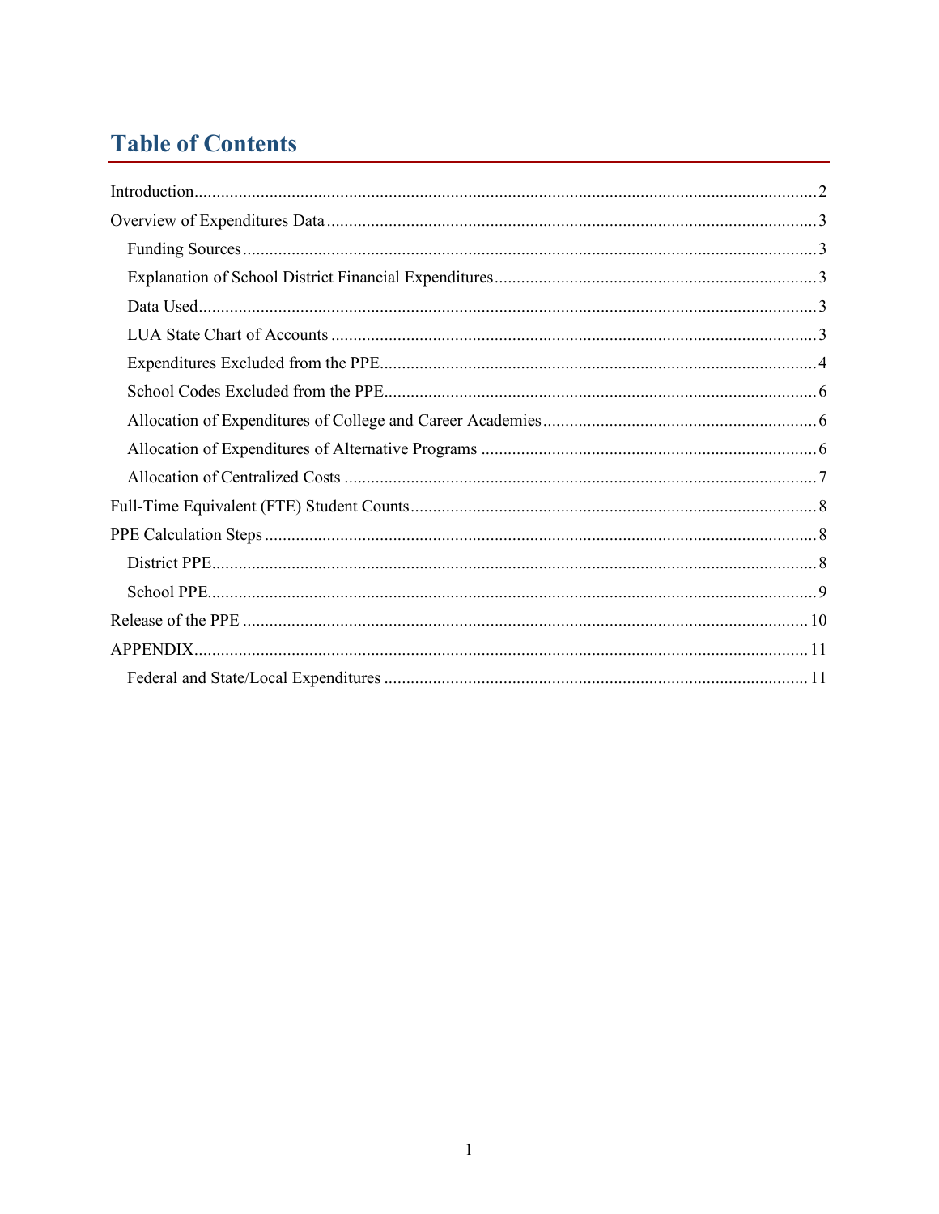# Table of Contents

Introduction.....2

Overview of Expenditures Data.....3

- Funding Sources.....3
- Explanation of School District Financial Expenditures.....3
- Data Used.....3
- LUA State Chart of Accounts.....3
- Expenditures Excluded from the PPE.....4
- School Codes Excluded from the PPE.....6
- Allocation of Expenditures of College and Career Academies.....6
- Allocation of Expenditures of Alternative Programs.....6
- Allocation of Centralized Costs.....7

Full-Time Equivalent (FTE) Student Counts.....8

PPE Calculation Steps.....8

- District PPE.....8
- School PPE.....9

Release of the PPE.....10

APPENDIX.....11

- Federal and State/Local Expenditures.....11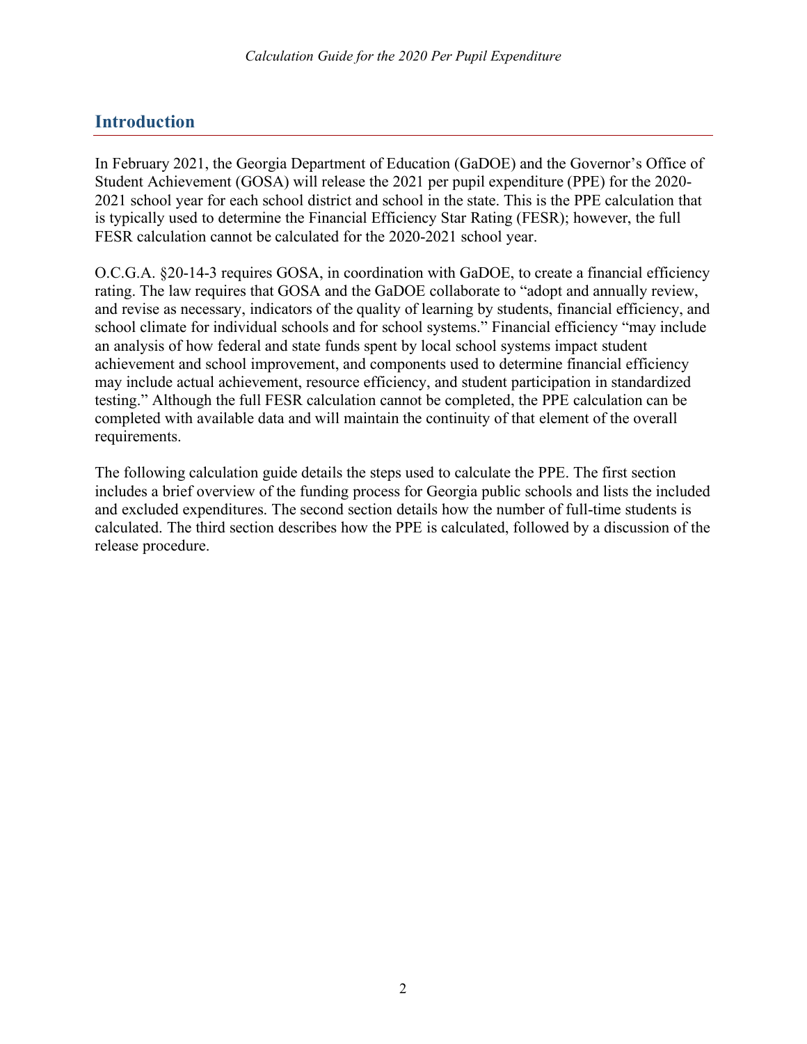## Introduction

In February 2021, the Georgia Department of Education (GaDOE) and the Governor's Office of Student Achievement (GOSA) will release the 2021 per pupil expenditure (PPE) for the 2020-2021 school year for each school district and school in the state. This is the PPE calculation that is typically used to determine the Financial Efficiency Star Rating (FESR); however, the full FESR calculation cannot be calculated for the 2020-2021 school year.

O.C.G.A. §20-14-3 requires GOSA, in coordination with GaDOE, to create a financial efficiency rating. The law requires that GOSA and the GaDOE collaborate to "adopt and annually review, and revise as necessary, indicators of the quality of learning by students, financial efficiency, and school climate for individual schools and for school systems." Financial efficiency "may include an analysis of how federal and state funds spent by local school systems impact student achievement and school improvement, and components used to determine financial efficiency may include actual achievement, resource efficiency, and student participation in standardized testing." Although the full FESR calculation cannot be completed, the PPE calculation can be completed with available data and will maintain the continuity of that element of the overall requirements.

The following calculation guide details the steps used to calculate the PPE. The first section includes a brief overview of the funding process for Georgia public schools and lists the included and excluded expenditures. The second section details how the number of full-time students is calculated. The third section describes how the PPE is calculated, followed by a discussion of the release procedure.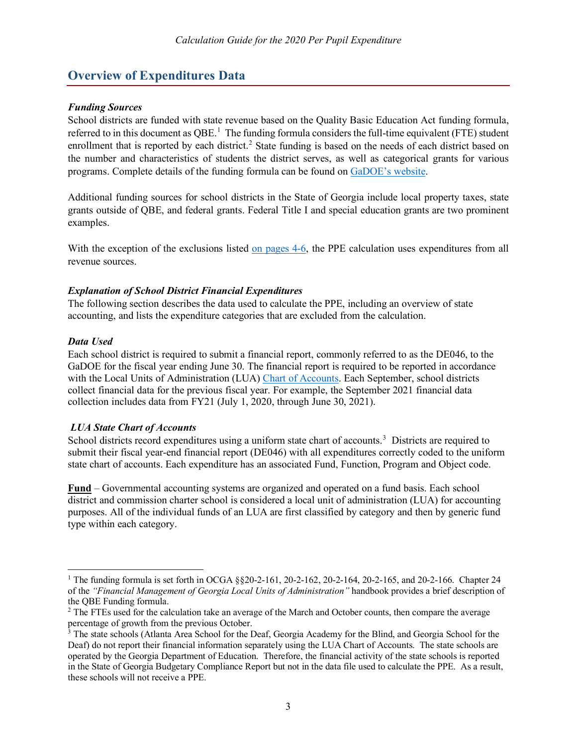## Overview of Expenditures Data

***Funding Sources***

School districts are funded with state revenue based on the Quality Basic Education Act funding formula, referred to in this document as QBE.[1] The funding formula considers the full-time equivalent (FTE) student enrollment that is reported by each district.[2] State funding is based on the needs of each district based on the number and characteristics of students the district serves, as well as categorical grants for various programs. Complete details of the funding formula can be found on GaDOE's website.

Additional funding sources for school districts in the State of Georgia include local property taxes, state grants outside of QBE, and federal grants. Federal Title I and special education grants are two prominent examples.

With the exception of the exclusions listed on pages 4-6, the PPE calculation uses expenditures from all revenue sources.

***Explanation of School District Financial Expenditures***

The following section describes the data used to calculate the PPE, including an overview of state accounting, and lists the expenditure categories that are excluded from the calculation.

***Data Used***

Each school district is required to submit a financial report, commonly referred to as the DE046, to the GaDOE for the fiscal year ending June 30. The financial report is required to be reported in accordance with the Local Units of Administration (LUA) Chart of Accounts. Each September, school districts collect financial data for the previous fiscal year. For example, the September 2021 financial data collection includes data from FY21 (July 1, 2020, through June 30, 2021).

***LUA State Chart of Accounts***

School districts record expenditures using a uniform state chart of accounts.[3] Districts are required to submit their fiscal year-end financial report (DE046) with all expenditures correctly coded to the uniform state chart of accounts. Each expenditure has an associated Fund, Function, Program and Object code.

**Fund** – Governmental accounting systems are organized and operated on a fund basis. Each school district and commission charter school is considered a local unit of administration (LUA) for accounting purposes. All of the individual funds of an LUA are first classified by category and then by generic fund type within each category.

---

[1] The funding formula is set forth in OCGA §§20-2-161, 20-2-162, 20-2-164, 20-2-165, and 20-2-166. Chapter 24 of the *"Financial Management of Georgia Local Units of Administration"* handbook provides a brief description of the QBE Funding formula.

[2] The FTEs used for the calculation take an average of the March and October counts, then compare the average percentage of growth from the previous October.

[3] The state schools (Atlanta Area School for the Deaf, Georgia Academy for the Blind, and Georgia School for the Deaf) do not report their financial information separately using the LUA Chart of Accounts. The state schools are operated by the Georgia Department of Education. Therefore, the financial activity of the state schools is reported in the State of Georgia Budgetary Compliance Report but not in the data file used to calculate the PPE. As a result, these schools will not receive a PPE.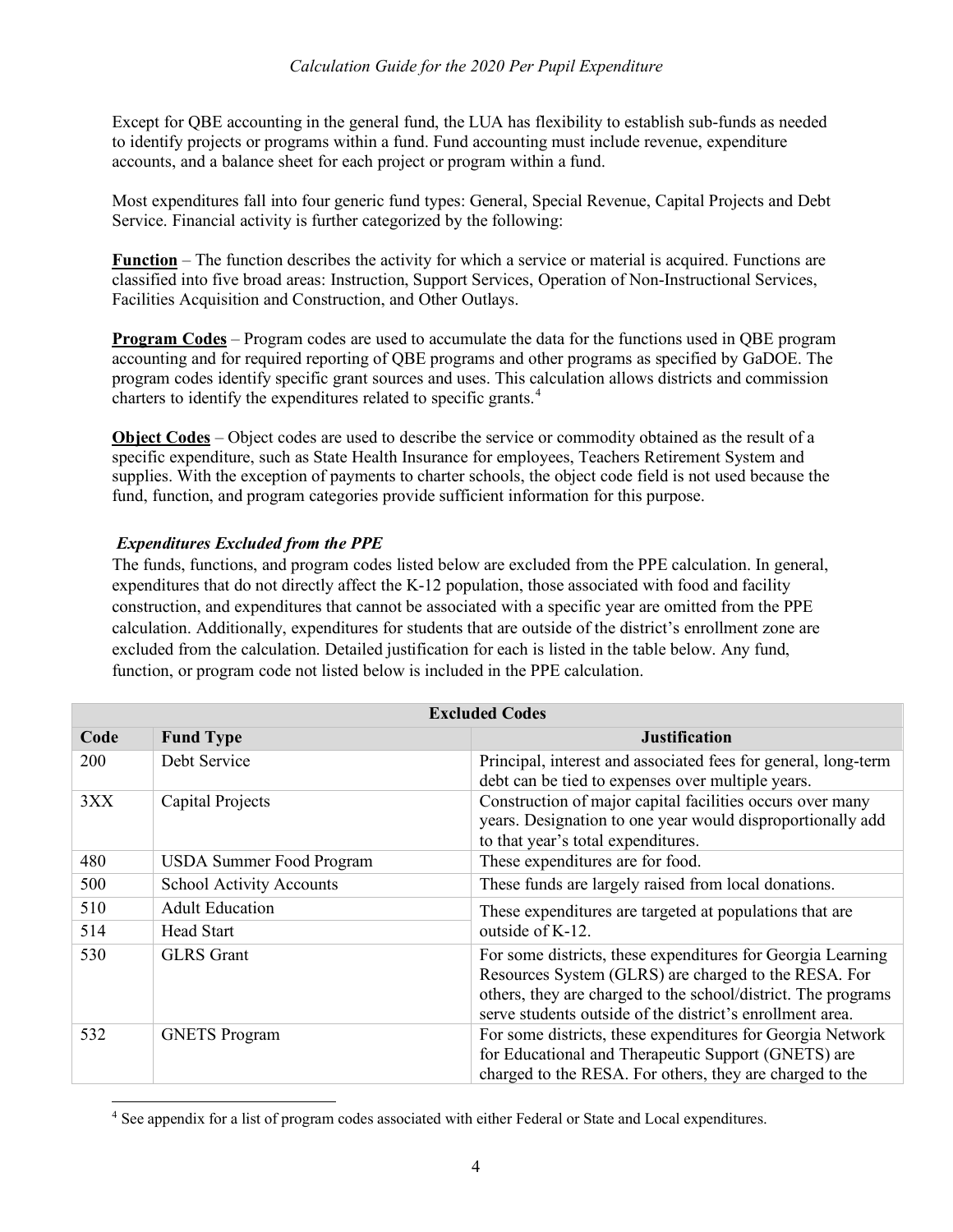Except for QBE accounting in the general fund, the LUA has flexibility to establish sub-funds as needed to identify projects or programs within a fund. Fund accounting must include revenue, expenditure accounts, and a balance sheet for each project or program within a fund.

Most expenditures fall into four generic fund types: General, Special Revenue, Capital Projects and Debt Service. Financial activity is further categorized by the following:

**Function** – The function describes the activity for which a service or material is acquired. Functions are classified into five broad areas: Instruction, Support Services, Operation of Non-Instructional Services, Facilities Acquisition and Construction, and Other Outlays.

**Program Codes** – Program codes are used to accumulate the data for the functions used in QBE program accounting and for required reporting of QBE programs and other programs as specified by GaDOE. The program codes identify specific grant sources and uses. This calculation allows districts and commission charters to identify the expenditures related to specific grants.[4]

**Object Codes** – Object codes are used to describe the service or commodity obtained as the result of a specific expenditure, such as State Health Insurance for employees, Teachers Retirement System and supplies. With the exception of payments to charter schools, the object code field is not used because the fund, function, and program categories provide sufficient information for this purpose.

### *Expenditures Excluded from the PPE*

The funds, functions, and program codes listed below are excluded from the PPE calculation. In general, expenditures that do not directly affect the K-12 population, those associated with food and facility construction, and expenditures that cannot be associated with a specific year are omitted from the PPE calculation. Additionally, expenditures for students that are outside of the district's enrollment zone are excluded from the calculation. Detailed justification for each is listed in the table below. Any fund, function, or program code not listed below is included in the PPE calculation.

| Excluded Codes | | |
|---|---|---|
| **Code** | **Fund Type** | **Justification** |
| 200 | Debt Service | Principal, interest and associated fees for general, long-term debt can be tied to expenses over multiple years. |
| 3XX | Capital Projects | Construction of major capital facilities occurs over many years. Designation to one year would disproportionally add to that year's total expenditures. |
| 480 | USDA Summer Food Program | These expenditures are for food. |
| 500 | School Activity Accounts | These funds are largely raised from local donations. |
| 510 | Adult Education | These expenditures are targeted at populations that are outside of K-12. |
| 514 | Head Start | |
| 530 | GLRS Grant | For some districts, these expenditures for Georgia Learning Resources System (GLRS) are charged to the RESA. For others, they are charged to the school/district. The programs serve students outside of the district's enrollment area. |
| 532 | GNETS Program | For some districts, these expenditures for Georgia Network for Educational and Therapeutic Support (GNETS) are charged to the RESA. For others, they are charged to the |

[4] See appendix for a list of program codes associated with either Federal or State and Local expenditures.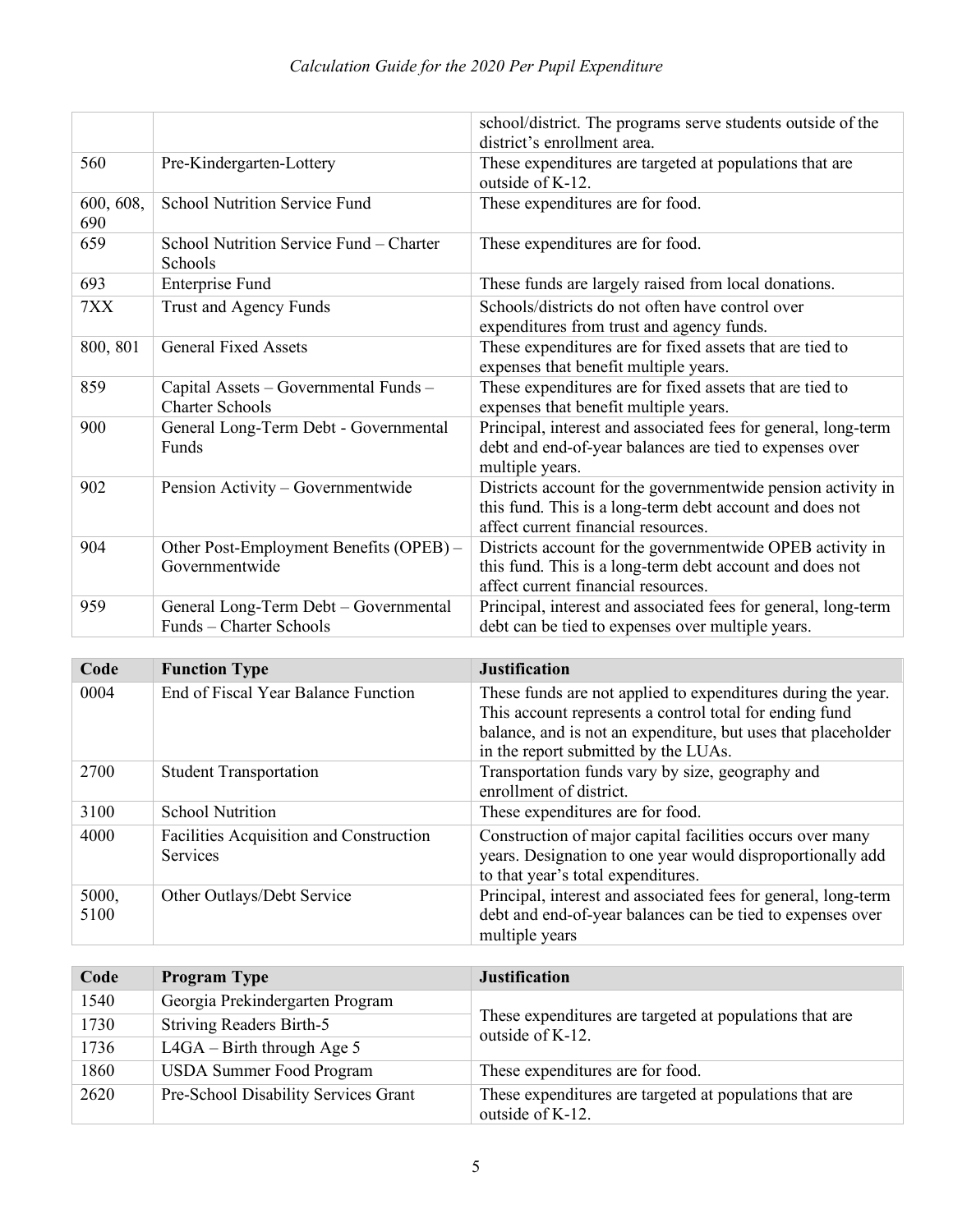| | | |
|---|---|---|
| | | school/district. The programs serve students outside of the district's enrollment area. |
| 560 | Pre-Kindergarten-Lottery | These expenditures are targeted at populations that are outside of K-12. |
| 600, 608, 690 | School Nutrition Service Fund | These expenditures are for food. |
| 659 | School Nutrition Service Fund – Charter Schools | These expenditures are for food. |
| 693 | Enterprise Fund | These funds are largely raised from local donations. |
| 7XX | Trust and Agency Funds | Schools/districts do not often have control over expenditures from trust and agency funds. |
| 800, 801 | General Fixed Assets | These expenditures are for fixed assets that are tied to expenses that benefit multiple years. |
| 859 | Capital Assets – Governmental Funds – Charter Schools | These expenditures are for fixed assets that are tied to expenses that benefit multiple years. |
| 900 | General Long-Term Debt - Governmental Funds | Principal, interest and associated fees for general, long-term debt and end-of-year balances are tied to expenses over multiple years. |
| 902 | Pension Activity – Governmentwide | Districts account for the governmentwide pension activity in this fund. This is a long-term debt account and does not affect current financial resources. |
| 904 | Other Post-Employment Benefits (OPEB) – Governmentwide | Districts account for the governmentwide OPEB activity in this fund. This is a long-term debt account and does not affect current financial resources. |
| 959 | General Long-Term Debt – Governmental Funds – Charter Schools | Principal, interest and associated fees for general, long-term debt can be tied to expenses over multiple years. |

| Code | Function Type | Justification |
|---|---|---|
| 0004 | End of Fiscal Year Balance Function | These funds are not applied to expenditures during the year. This account represents a control total for ending fund balance, and is not an expenditure, but uses that placeholder in the report submitted by the LUAs. |
| 2700 | Student Transportation | Transportation funds vary by size, geography and enrollment of district. |
| 3100 | School Nutrition | These expenditures are for food. |
| 4000 | Facilities Acquisition and Construction Services | Construction of major capital facilities occurs over many years. Designation to one year would disproportionally add to that year's total expenditures. |
| 5000, 5100 | Other Outlays/Debt Service | Principal, interest and associated fees for general, long-term debt and end-of-year balances can be tied to expenses over multiple years |

| Code | Program Type | Justification |
|---|---|---|
| 1540 | Georgia Prekindergarten Program | These expenditures are targeted at populations that are outside of K-12. |
| 1730 | Striving Readers Birth-5 | |
| 1736 | L4GA – Birth through Age 5 | |
| 1860 | USDA Summer Food Program | These expenditures are for food. |
| 2620 | Pre-School Disability Services Grant | These expenditures are targeted at populations that are outside of K-12. |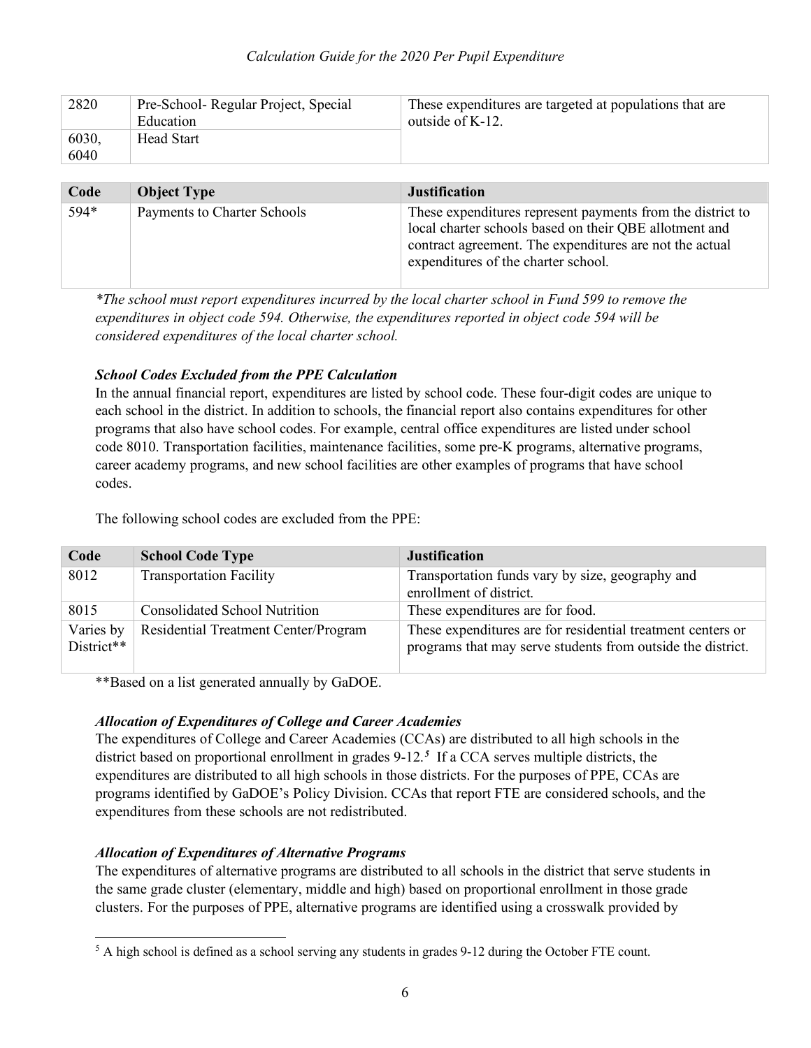| | | |
|---|---|---|
| 2820 | Pre-School- Regular Project, Special Education | These expenditures are targeted at populations that are outside of K-12. |
| 6030, 6040 | Head Start | |

| Code | Object Type | Justification |
|---|---|---|
| 594* | Payments to Charter Schools | These expenditures represent payments from the district to local charter schools based on their QBE allotment and contract agreement. The expenditures are not the actual expenditures of the charter school. |

*\*The school must report expenditures incurred by the local charter school in Fund 599 to remove the expenditures in object code 594. Otherwise, the expenditures reported in object code 594 will be considered expenditures of the local charter school.*

***School Codes Excluded from the PPE Calculation***

In the annual financial report, expenditures are listed by school code. These four-digit codes are unique to each school in the district. In addition to schools, the financial report also contains expenditures for other programs that also have school codes. For example, central office expenditures are listed under school code 8010. Transportation facilities, maintenance facilities, some pre-K programs, alternative programs, career academy programs, and new school facilities are other examples of programs that have school codes.

The following school codes are excluded from the PPE:

| Code | School Code Type | Justification |
|---|---|---|
| 8012 | Transportation Facility | Transportation funds vary by size, geography and enrollment of district. |
| 8015 | Consolidated School Nutrition | These expenditures are for food. |
| Varies by District** | Residential Treatment Center/Program | These expenditures are for residential treatment centers or programs that may serve students from outside the district. |

**Based on a list generated annually by GaDOE.

***Allocation of Expenditures of College and Career Academies***

The expenditures of College and Career Academies (CCAs) are distributed to all high schools in the district based on proportional enrollment in grades 9-12.[5] If a CCA serves multiple districts, the expenditures are distributed to all high schools in those districts. For the purposes of PPE, CCAs are programs identified by GaDOE's Policy Division. CCAs that report FTE are considered schools, and the expenditures from these schools are not redistributed.

***Allocation of Expenditures of Alternative Programs***

The expenditures of alternative programs are distributed to all schools in the district that serve students in the same grade cluster (elementary, middle and high) based on proportional enrollment in those grade clusters. For the purposes of PPE, alternative programs are identified using a crosswalk provided by

[5] A high school is defined as a school serving any students in grades 9-12 during the October FTE count.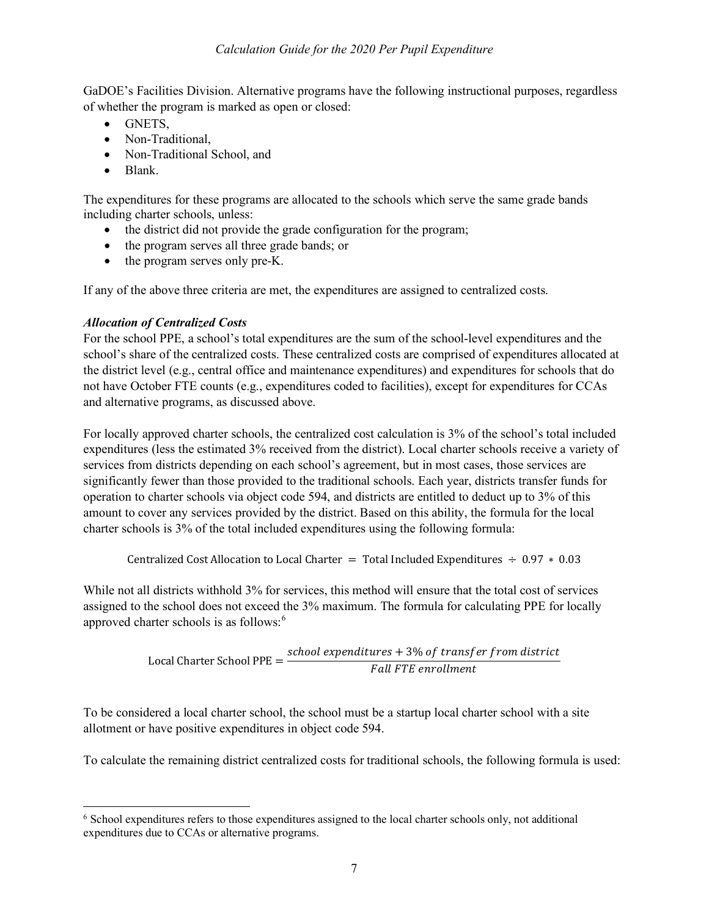GaDOE's Facilities Division. Alternative programs have the following instructional purposes, regardless of whether the program is marked as open or closed:

- GNETS,
- Non-Traditional,
- Non-Traditional School, and
- Blank.

The expenditures for these programs are allocated to the schools which serve the same grade bands including charter schools, unless:

- the district did not provide the grade configuration for the program;
- the program serves all three grade bands; or
- the program serves only pre-K.

If any of the above three criteria are met, the expenditures are assigned to centralized costs.

***Allocation of Centralized Costs***

For the school PPE, a school's total expenditures are the sum of the school-level expenditures and the school's share of the centralized costs. These centralized costs are comprised of expenditures allocated at the district level (e.g., central office and maintenance expenditures) and expenditures for schools that do not have October FTE counts (e.g., expenditures coded to facilities), except for expenditures for CCAs and alternative programs, as discussed above.

For locally approved charter schools, the centralized cost calculation is 3% of the school's total included expenditures (less the estimated 3% received from the district). Local charter schools receive a variety of services from districts depending on each school's agreement, but in most cases, those services are significantly fewer than those provided to the traditional schools. Each year, districts transfer funds for operation to charter schools via object code 594, and districts are entitled to deduct up to 3% of this amount to cover any services provided by the district. Based on this ability, the formula for the local charter schools is 3% of the total included expenditures using the following formula:

$$\text{Centralized Cost Allocation to Local Charter} = \text{Total Included Expenditures} \div 0.97 * 0.03$$

While not all districts withhold 3% for services, this method will ensure that the total cost of services assigned to the school does not exceed the 3% maximum. The formula for calculating PPE for locally approved charter schools is as follows:[6]

$$\text{Local Charter School PPE} = \frac{school\ expenditures + 3\%\ of\ transfer\ from\ district}{Fall\ FTE\ enrollment}$$

To be considered a local charter school, the school must be a startup local charter school with a site allotment or have positive expenditures in object code 594.

To calculate the remaining district centralized costs for traditional schools, the following formula is used:

[6] School expenditures refers to those expenditures assigned to the local charter schools only, not additional expenditures due to CCAs or alternative programs.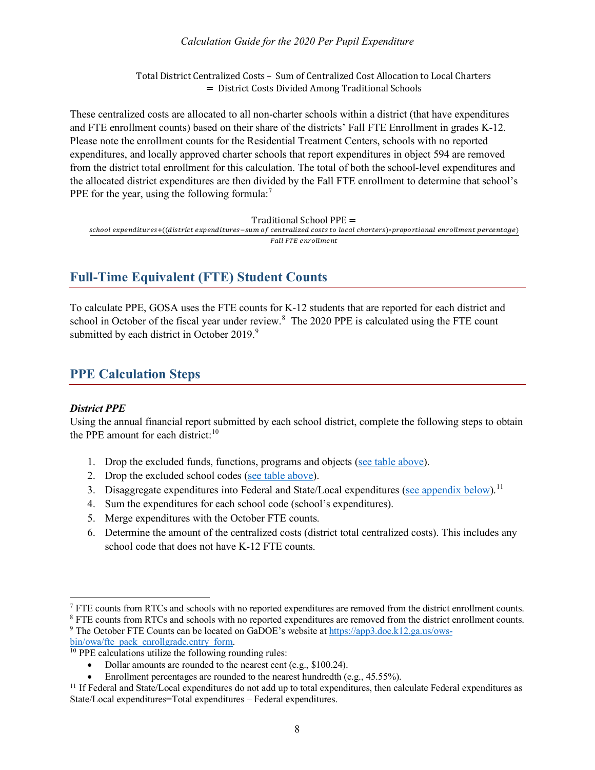$$\text{Total District Centralized Costs} - \text{Sum of Centralized Cost Allocation to Local Charters} = \text{District Costs Divided Among Traditional Schools}$$

These centralized costs are allocated to all non-charter schools within a district (that have expenditures and FTE enrollment counts) based on their share of the districts' Fall FTE Enrollment in grades K-12. Please note the enrollment counts for the Residential Treatment Centers, schools with no reported expenditures, and locally approved charter schools that report expenditures in object 594 are removed from the district total enrollment for this calculation. The total of both the school-level expenditures and the allocated district expenditures are then divided by the Fall FTE enrollment to determine that school's PPE for the year, using the following formula:[7]

$$\text{Traditional School PPE} = \frac{\textit{school expenditures} + ((\textit{district expenditures} - \textit{sum of centralized costs to local charters}) * \textit{proportional enrollment percentage})}{\textit{Fall FTE enrollment}}$$

## Full-Time Equivalent (FTE) Student Counts

To calculate PPE, GOSA uses the FTE counts for K-12 students that are reported for each district and school in October of the fiscal year under review.[8] The 2020 PPE is calculated using the FTE count submitted by each district in October 2019.[9]

## PPE Calculation Steps

***District PPE***

Using the annual financial report submitted by each school district, complete the following steps to obtain the PPE amount for each district:[10]

1. Drop the excluded funds, functions, programs and objects (see table above).
2. Drop the excluded school codes (see table above).
3. Disaggregate expenditures into Federal and State/Local expenditures (see appendix below).[11]
4. Sum the expenditures for each school code (school's expenditures).
5. Merge expenditures with the October FTE counts.
6. Determine the amount of the centralized costs (district total centralized costs). This includes any school code that does not have K-12 FTE counts.

---

[7] FTE counts from RTCs and schools with no reported expenditures are removed from the district enrollment counts.

[8] FTE counts from RTCs and schools with no reported expenditures are removed from the district enrollment counts.

[9] The October FTE Counts can be located on GaDOE's website at https://app3.doe.k12.ga.us/ows-bin/owa/fte_pack_enrollgrade.entry_form.

[10] PPE calculations utilize the following rounding rules:

- Dollar amounts are rounded to the nearest cent (e.g., $100.24).
- Enrollment percentages are rounded to the nearest hundredth (e.g., 45.55%).

[11] If Federal and State/Local expenditures do not add up to total expenditures, then calculate Federal expenditures as State/Local expenditures=Total expenditures – Federal expenditures.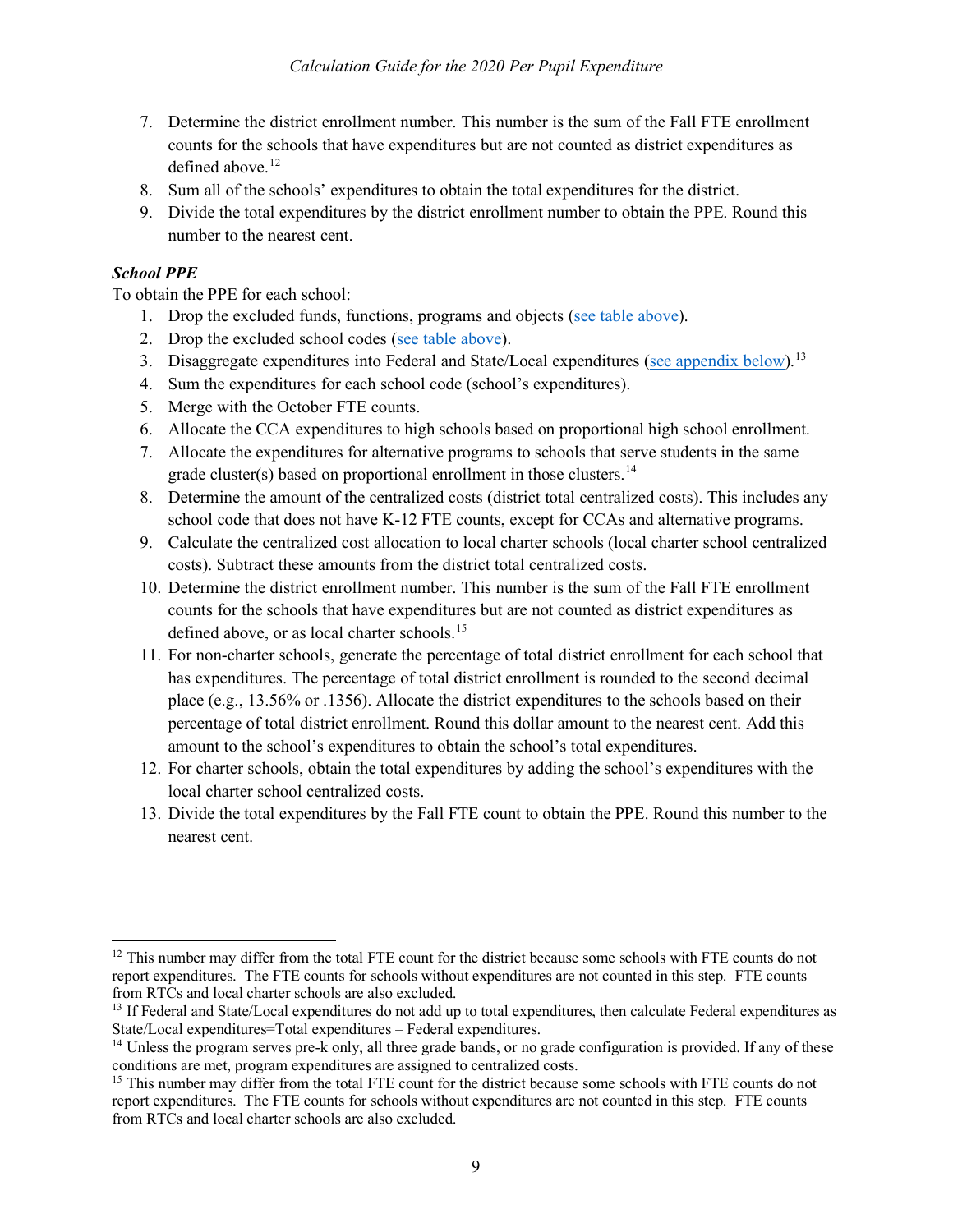7. Determine the district enrollment number. This number is the sum of the Fall FTE enrollment counts for the schools that have expenditures but are not counted as district expenditures as defined above.[12]
8. Sum all of the schools' expenditures to obtain the total expenditures for the district.
9. Divide the total expenditures by the district enrollment number to obtain the PPE. Round this number to the nearest cent.

***School PPE***

To obtain the PPE for each school:

1. Drop the excluded funds, functions, programs and objects (see table above).
2. Drop the excluded school codes (see table above).
3. Disaggregate expenditures into Federal and State/Local expenditures (see appendix below).[13]
4. Sum the expenditures for each school code (school's expenditures).
5. Merge with the October FTE counts.
6. Allocate the CCA expenditures to high schools based on proportional high school enrollment.
7. Allocate the expenditures for alternative programs to schools that serve students in the same grade cluster(s) based on proportional enrollment in those clusters.[14]
8. Determine the amount of the centralized costs (district total centralized costs). This includes any school code that does not have K-12 FTE counts, except for CCAs and alternative programs.
9. Calculate the centralized cost allocation to local charter schools (local charter school centralized costs). Subtract these amounts from the district total centralized costs.
10. Determine the district enrollment number. This number is the sum of the Fall FTE enrollment counts for the schools that have expenditures but are not counted as district expenditures as defined above, or as local charter schools.[15]
11. For non-charter schools, generate the percentage of total district enrollment for each school that has expenditures. The percentage of total district enrollment is rounded to the second decimal place (e.g., 13.56% or .1356). Allocate the district expenditures to the schools based on their percentage of total district enrollment. Round this dollar amount to the nearest cent. Add this amount to the school's expenditures to obtain the school's total expenditures.
12. For charter schools, obtain the total expenditures by adding the school's expenditures with the local charter school centralized costs.
13. Divide the total expenditures by the Fall FTE count to obtain the PPE. Round this number to the nearest cent.

---

[12] This number may differ from the total FTE count for the district because some schools with FTE counts do not report expenditures. The FTE counts for schools without expenditures are not counted in this step. FTE counts from RTCs and local charter schools are also excluded.

[13] If Federal and State/Local expenditures do not add up to total expenditures, then calculate Federal expenditures as State/Local expenditures=Total expenditures – Federal expenditures.

[14] Unless the program serves pre-k only, all three grade bands, or no grade configuration is provided. If any of these conditions are met, program expenditures are assigned to centralized costs.

[15] This number may differ from the total FTE count for the district because some schools with FTE counts do not report expenditures. The FTE counts for schools without expenditures are not counted in this step. FTE counts from RTCs and local charter schools are also excluded.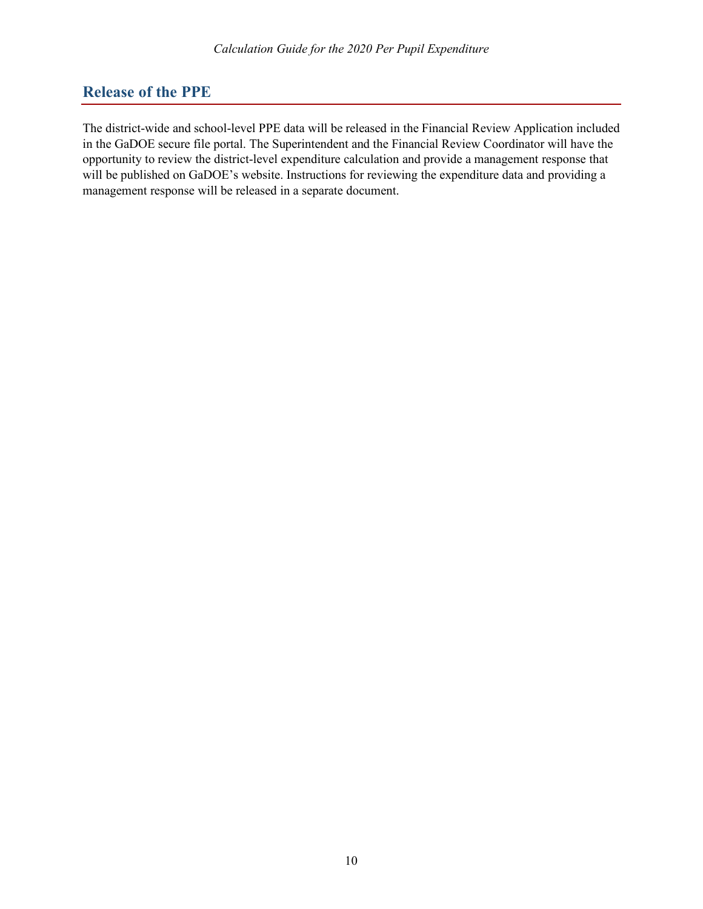## Release of the PPE

The district-wide and school-level PPE data will be released in the Financial Review Application included in the GaDOE secure file portal. The Superintendent and the Financial Review Coordinator will have the opportunity to review the district-level expenditure calculation and provide a management response that will be published on GaDOE's website. Instructions for reviewing the expenditure data and providing a management response will be released in a separate document.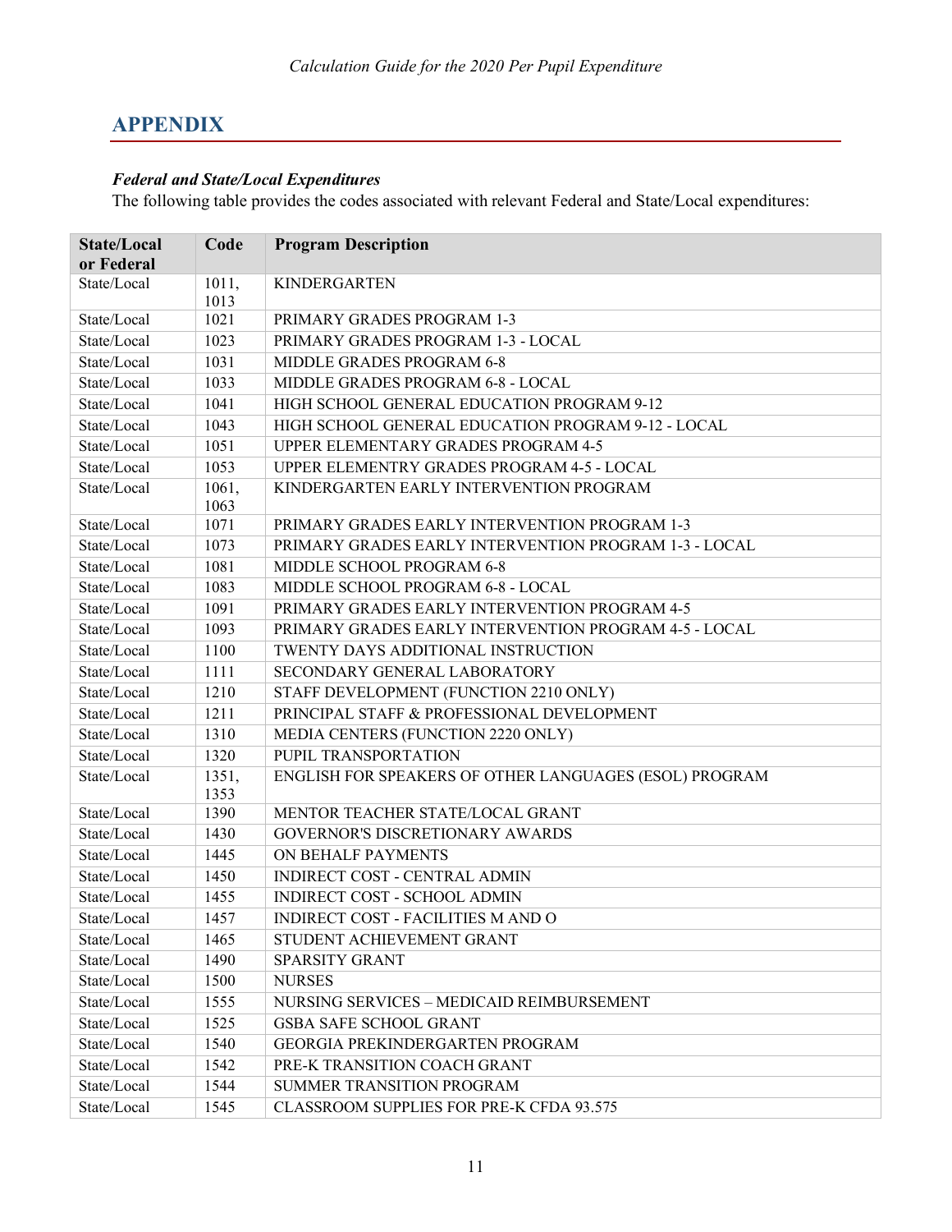## APPENDIX

### *Federal and State/Local Expenditures*

The following table provides the codes associated with relevant Federal and State/Local expenditures:

| State/Local or Federal | Code | Program Description |
|---|---|---|
| State/Local | 1011, 1013 | KINDERGARTEN |
| State/Local | 1021 | PRIMARY GRADES PROGRAM 1-3 |
| State/Local | 1023 | PRIMARY GRADES PROGRAM 1-3 - LOCAL |
| State/Local | 1031 | MIDDLE GRADES PROGRAM 6-8 |
| State/Local | 1033 | MIDDLE GRADES PROGRAM 6-8 - LOCAL |
| State/Local | 1041 | HIGH SCHOOL GENERAL EDUCATION PROGRAM 9-12 |
| State/Local | 1043 | HIGH SCHOOL GENERAL EDUCATION PROGRAM 9-12 - LOCAL |
| State/Local | 1051 | UPPER ELEMENTARY GRADES PROGRAM 4-5 |
| State/Local | 1053 | UPPER ELEMENTRY GRADES PROGRAM 4-5 - LOCAL |
| State/Local | 1061, 1063 | KINDERGARTEN EARLY INTERVENTION PROGRAM |
| State/Local | 1071 | PRIMARY GRADES EARLY INTERVENTION PROGRAM 1-3 |
| State/Local | 1073 | PRIMARY GRADES EARLY INTERVENTION PROGRAM 1-3 - LOCAL |
| State/Local | 1081 | MIDDLE SCHOOL PROGRAM 6-8 |
| State/Local | 1083 | MIDDLE SCHOOL PROGRAM 6-8 - LOCAL |
| State/Local | 1091 | PRIMARY GRADES EARLY INTERVENTION PROGRAM 4-5 |
| State/Local | 1093 | PRIMARY GRADES EARLY INTERVENTION PROGRAM 4-5 - LOCAL |
| State/Local | 1100 | TWENTY DAYS ADDITIONAL INSTRUCTION |
| State/Local | 1111 | SECONDARY GENERAL LABORATORY |
| State/Local | 1210 | STAFF DEVELOPMENT (FUNCTION 2210 ONLY) |
| State/Local | 1211 | PRINCIPAL STAFF & PROFESSIONAL DEVELOPMENT |
| State/Local | 1310 | MEDIA CENTERS (FUNCTION 2220 ONLY) |
| State/Local | 1320 | PUPIL TRANSPORTATION |
| State/Local | 1351, 1353 | ENGLISH FOR SPEAKERS OF OTHER LANGUAGES (ESOL) PROGRAM |
| State/Local | 1390 | MENTOR TEACHER STATE/LOCAL GRANT |
| State/Local | 1430 | GOVERNOR'S DISCRETIONARY AWARDS |
| State/Local | 1445 | ON BEHALF PAYMENTS |
| State/Local | 1450 | INDIRECT COST - CENTRAL ADMIN |
| State/Local | 1455 | INDIRECT COST - SCHOOL ADMIN |
| State/Local | 1457 | INDIRECT COST - FACILITIES M AND O |
| State/Local | 1465 | STUDENT ACHIEVEMENT GRANT |
| State/Local | 1490 | SPARSITY GRANT |
| State/Local | 1500 | NURSES |
| State/Local | 1555 | NURSING SERVICES – MEDICAID REIMBURSEMENT |
| State/Local | 1525 | GSBA SAFE SCHOOL GRANT |
| State/Local | 1540 | GEORGIA PREKINDERGARTEN PROGRAM |
| State/Local | 1542 | PRE-K TRANSITION COACH GRANT |
| State/Local | 1544 | SUMMER TRANSITION PROGRAM |
| State/Local | 1545 | CLASSROOM SUPPLIES FOR PRE-K CFDA 93.575 |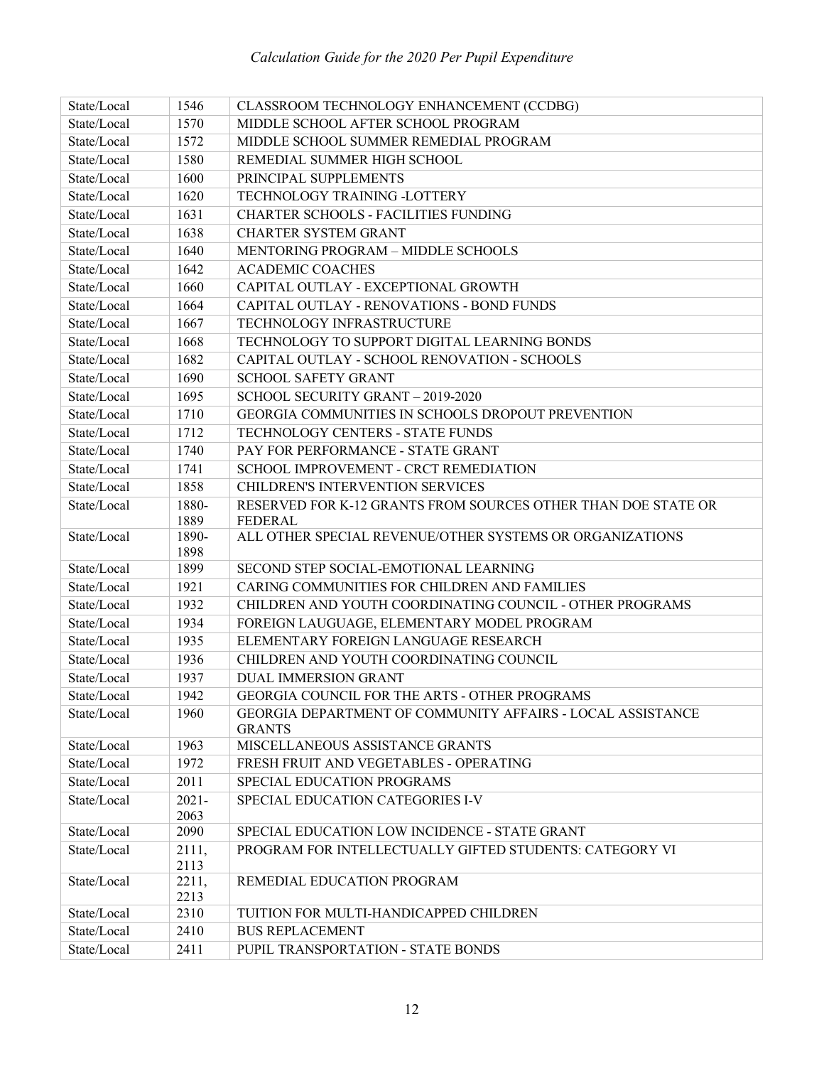| State/Local | 1546 | CLASSROOM TECHNOLOGY ENHANCEMENT (CCDBG) |
|---|---|---|
| State/Local | 1570 | MIDDLE SCHOOL AFTER SCHOOL PROGRAM |
| State/Local | 1572 | MIDDLE SCHOOL SUMMER REMEDIAL PROGRAM |
| State/Local | 1580 | REMEDIAL SUMMER HIGH SCHOOL |
| State/Local | 1600 | PRINCIPAL SUPPLEMENTS |
| State/Local | 1620 | TECHNOLOGY TRAINING -LOTTERY |
| State/Local | 1631 | CHARTER SCHOOLS - FACILITIES FUNDING |
| State/Local | 1638 | CHARTER SYSTEM GRANT |
| State/Local | 1640 | MENTORING PROGRAM – MIDDLE SCHOOLS |
| State/Local | 1642 | ACADEMIC COACHES |
| State/Local | 1660 | CAPITAL OUTLAY - EXCEPTIONAL GROWTH |
| State/Local | 1664 | CAPITAL OUTLAY - RENOVATIONS - BOND FUNDS |
| State/Local | 1667 | TECHNOLOGY INFRASTRUCTURE |
| State/Local | 1668 | TECHNOLOGY TO SUPPORT DIGITAL LEARNING BONDS |
| State/Local | 1682 | CAPITAL OUTLAY - SCHOOL RENOVATION - SCHOOLS |
| State/Local | 1690 | SCHOOL SAFETY GRANT |
| State/Local | 1695 | SCHOOL SECURITY GRANT – 2019-2020 |
| State/Local | 1710 | GEORGIA COMMUNITIES IN SCHOOLS DROPOUT PREVENTION |
| State/Local | 1712 | TECHNOLOGY CENTERS - STATE FUNDS |
| State/Local | 1740 | PAY FOR PERFORMANCE - STATE GRANT |
| State/Local | 1741 | SCHOOL IMPROVEMENT - CRCT REMEDIATION |
| State/Local | 1858 | CHILDREN'S INTERVENTION SERVICES |
| State/Local | 1880-1889 | RESERVED FOR K-12 GRANTS FROM SOURCES OTHER THAN DOE STATE OR FEDERAL |
| State/Local | 1890-1898 | ALL OTHER SPECIAL REVENUE/OTHER SYSTEMS OR ORGANIZATIONS |
| State/Local | 1899 | SECOND STEP SOCIAL-EMOTIONAL LEARNING |
| State/Local | 1921 | CARING COMMUNITIES FOR CHILDREN AND FAMILIES |
| State/Local | 1932 | CHILDREN AND YOUTH COORDINATING COUNCIL - OTHER PROGRAMS |
| State/Local | 1934 | FOREIGN LAUGUAGE, ELEMENTARY MODEL PROGRAM |
| State/Local | 1935 | ELEMENTARY FOREIGN LANGUAGE RESEARCH |
| State/Local | 1936 | CHILDREN AND YOUTH COORDINATING COUNCIL |
| State/Local | 1937 | DUAL IMMERSION GRANT |
| State/Local | 1942 | GEORGIA COUNCIL FOR THE ARTS - OTHER PROGRAMS |
| State/Local | 1960 | GEORGIA DEPARTMENT OF COMMUNITY AFFAIRS - LOCAL ASSISTANCE GRANTS |
| State/Local | 1963 | MISCELLANEOUS ASSISTANCE GRANTS |
| State/Local | 1972 | FRESH FRUIT AND VEGETABLES - OPERATING |
| State/Local | 2011 | SPECIAL EDUCATION PROGRAMS |
| State/Local | 2021-2063 | SPECIAL EDUCATION CATEGORIES I-V |
| State/Local | 2090 | SPECIAL EDUCATION LOW INCIDENCE - STATE GRANT |
| State/Local | 2111, 2113 | PROGRAM FOR INTELLECTUALLY GIFTED STUDENTS: CATEGORY VI |
| State/Local | 2211, 2213 | REMEDIAL EDUCATION PROGRAM |
| State/Local | 2310 | TUITION FOR MULTI-HANDICAPPED CHILDREN |
| State/Local | 2410 | BUS REPLACEMENT |
| State/Local | 2411 | PUPIL TRANSPORTATION - STATE BONDS |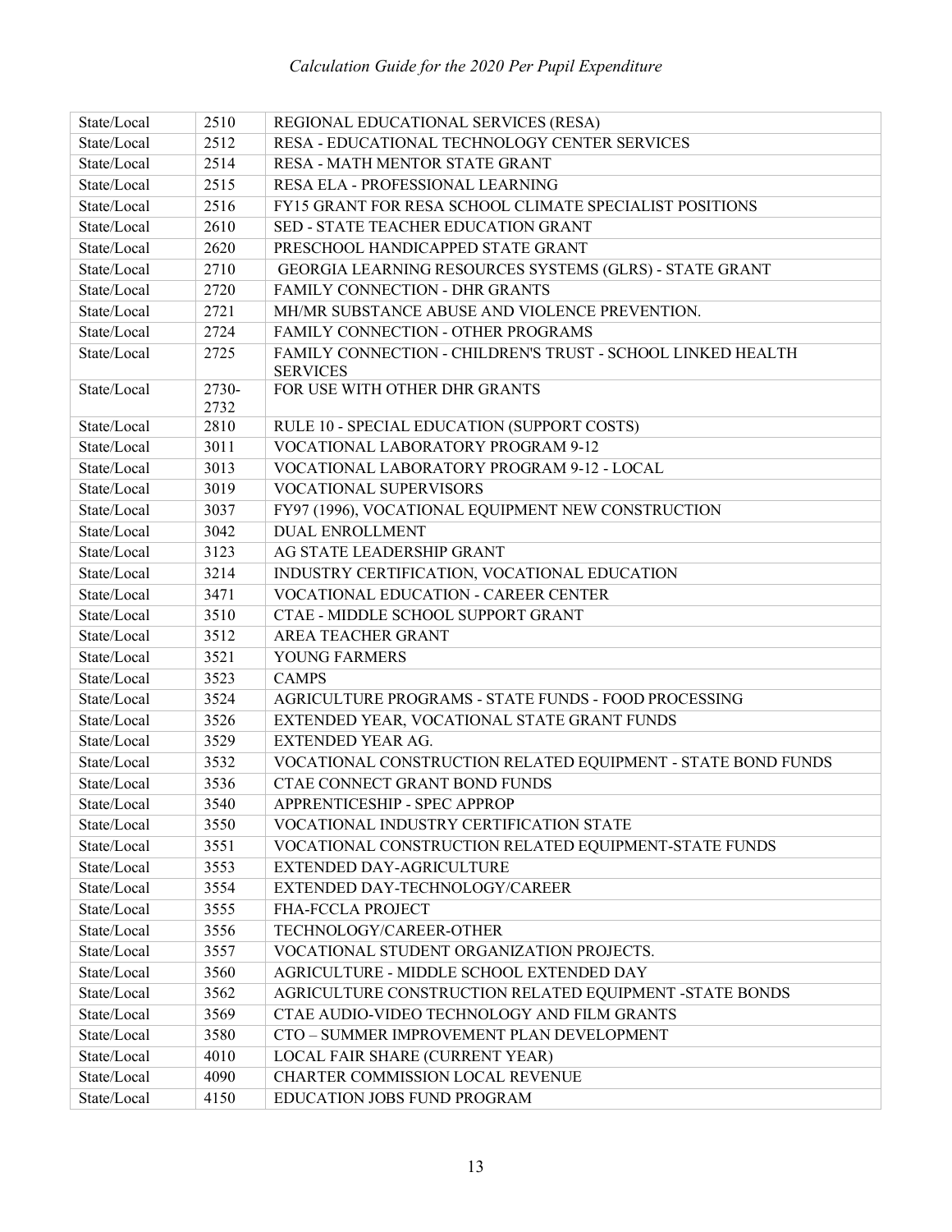| State/Local | 2510 | REGIONAL EDUCATIONAL SERVICES (RESA) |
|---|---|---|
| State/Local | 2512 | RESA - EDUCATIONAL TECHNOLOGY CENTER SERVICES |
| State/Local | 2514 | RESA - MATH MENTOR STATE GRANT |
| State/Local | 2515 | RESA ELA - PROFESSIONAL LEARNING |
| State/Local | 2516 | FY15 GRANT FOR RESA SCHOOL CLIMATE SPECIALIST POSITIONS |
| State/Local | 2610 | SED - STATE TEACHER EDUCATION GRANT |
| State/Local | 2620 | PRESCHOOL HANDICAPPED STATE GRANT |
| State/Local | 2710 | GEORGIA LEARNING RESOURCES SYSTEMS (GLRS) - STATE GRANT |
| State/Local | 2720 | FAMILY CONNECTION - DHR GRANTS |
| State/Local | 2721 | MH/MR SUBSTANCE ABUSE AND VIOLENCE PREVENTION. |
| State/Local | 2724 | FAMILY CONNECTION - OTHER PROGRAMS |
| State/Local | 2725 | FAMILY CONNECTION - CHILDREN'S TRUST - SCHOOL LINKED HEALTH SERVICES |
| State/Local | 2730-2732 | FOR USE WITH OTHER DHR GRANTS |
| State/Local | 2810 | RULE 10 - SPECIAL EDUCATION (SUPPORT COSTS) |
| State/Local | 3011 | VOCATIONAL LABORATORY PROGRAM 9-12 |
| State/Local | 3013 | VOCATIONAL LABORATORY PROGRAM 9-12 - LOCAL |
| State/Local | 3019 | VOCATIONAL SUPERVISORS |
| State/Local | 3037 | FY97 (1996), VOCATIONAL EQUIPMENT NEW CONSTRUCTION |
| State/Local | 3042 | DUAL ENROLLMENT |
| State/Local | 3123 | AG STATE LEADERSHIP GRANT |
| State/Local | 3214 | INDUSTRY CERTIFICATION, VOCATIONAL EDUCATION |
| State/Local | 3471 | VOCATIONAL EDUCATION - CAREER CENTER |
| State/Local | 3510 | CTAE - MIDDLE SCHOOL SUPPORT GRANT |
| State/Local | 3512 | AREA TEACHER GRANT |
| State/Local | 3521 | YOUNG FARMERS |
| State/Local | 3523 | CAMPS |
| State/Local | 3524 | AGRICULTURE PROGRAMS - STATE FUNDS - FOOD PROCESSING |
| State/Local | 3526 | EXTENDED YEAR, VOCATIONAL STATE GRANT FUNDS |
| State/Local | 3529 | EXTENDED YEAR AG. |
| State/Local | 3532 | VOCATIONAL CONSTRUCTION RELATED EQUIPMENT - STATE BOND FUNDS |
| State/Local | 3536 | CTAE CONNECT GRANT BOND FUNDS |
| State/Local | 3540 | APPRENTICESHIP - SPEC APPROP |
| State/Local | 3550 | VOCATIONAL INDUSTRY CERTIFICATION STATE |
| State/Local | 3551 | VOCATIONAL CONSTRUCTION RELATED EQUIPMENT-STATE FUNDS |
| State/Local | 3553 | EXTENDED DAY-AGRICULTURE |
| State/Local | 3554 | EXTENDED DAY-TECHNOLOGY/CAREER |
| State/Local | 3555 | FHA-FCCLA PROJECT |
| State/Local | 3556 | TECHNOLOGY/CAREER-OTHER |
| State/Local | 3557 | VOCATIONAL STUDENT ORGANIZATION PROJECTS. |
| State/Local | 3560 | AGRICULTURE - MIDDLE SCHOOL EXTENDED DAY |
| State/Local | 3562 | AGRICULTURE CONSTRUCTION RELATED EQUIPMENT -STATE BONDS |
| State/Local | 3569 | CTAE AUDIO-VIDEO TECHNOLOGY AND FILM GRANTS |
| State/Local | 3580 | CTO – SUMMER IMPROVEMENT PLAN DEVELOPMENT |
| State/Local | 4010 | LOCAL FAIR SHARE (CURRENT YEAR) |
| State/Local | 4090 | CHARTER COMMISSION LOCAL REVENUE |
| State/Local | 4150 | EDUCATION JOBS FUND PROGRAM |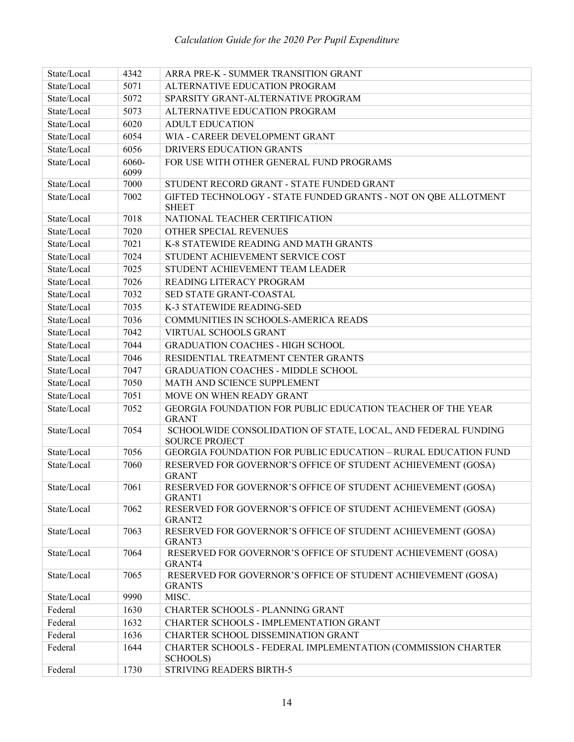| State/Local | 4342 | ARRA PRE-K - SUMMER TRANSITION GRANT |
|---|---|---|
| State/Local | 5071 | ALTERNATIVE EDUCATION PROGRAM |
| State/Local | 5072 | SPARSITY GRANT-ALTERNATIVE PROGRAM |
| State/Local | 5073 | ALTERNATIVE EDUCATION PROGRAM |
| State/Local | 6020 | ADULT EDUCATION |
| State/Local | 6054 | WIA - CAREER DEVELOPMENT GRANT |
| State/Local | 6056 | DRIVERS EDUCATION GRANTS |
| State/Local | 6060-6099 | FOR USE WITH OTHER GENERAL FUND PROGRAMS |
| State/Local | 7000 | STUDENT RECORD GRANT - STATE FUNDED GRANT |
| State/Local | 7002 | GIFTED TECHNOLOGY - STATE FUNDED GRANTS - NOT ON QBE ALLOTMENT SHEET |
| State/Local | 7018 | NATIONAL TEACHER CERTIFICATION |
| State/Local | 7020 | OTHER SPECIAL REVENUES |
| State/Local | 7021 | K-8 STATEWIDE READING AND MATH GRANTS |
| State/Local | 7024 | STUDENT ACHIEVEMENT SERVICE COST |
| State/Local | 7025 | STUDENT ACHIEVEMENT TEAM LEADER |
| State/Local | 7026 | READING LITERACY PROGRAM |
| State/Local | 7032 | SED STATE GRANT-COASTAL |
| State/Local | 7035 | K-3 STATEWIDE READING-SED |
| State/Local | 7036 | COMMUNITIES IN SCHOOLS-AMERICA READS |
| State/Local | 7042 | VIRTUAL SCHOOLS GRANT |
| State/Local | 7044 | GRADUATION COACHES - HIGH SCHOOL |
| State/Local | 7046 | RESIDENTIAL TREATMENT CENTER GRANTS |
| State/Local | 7047 | GRADUATION COACHES - MIDDLE SCHOOL |
| State/Local | 7050 | MATH AND SCIENCE SUPPLEMENT |
| State/Local | 7051 | MOVE ON WHEN READY GRANT |
| State/Local | 7052 | GEORGIA FOUNDATION FOR PUBLIC EDUCATION TEACHER OF THE YEAR GRANT |
| State/Local | 7054 | SCHOOLWIDE CONSOLIDATION OF STATE, LOCAL, AND FEDERAL FUNDING SOURCE PROJECT |
| State/Local | 7056 | GEORGIA FOUNDATION FOR PUBLIC EDUCATION – RURAL EDUCATION FUND |
| State/Local | 7060 | RESERVED FOR GOVERNOR'S OFFICE OF STUDENT ACHIEVEMENT (GOSA) GRANT |
| State/Local | 7061 | RESERVED FOR GOVERNOR'S OFFICE OF STUDENT ACHIEVEMENT (GOSA) GRANT1 |
| State/Local | 7062 | RESERVED FOR GOVERNOR'S OFFICE OF STUDENT ACHIEVEMENT (GOSA) GRANT2 |
| State/Local | 7063 | RESERVED FOR GOVERNOR'S OFFICE OF STUDENT ACHIEVEMENT (GOSA) GRANT3 |
| State/Local | 7064 | RESERVED FOR GOVERNOR'S OFFICE OF STUDENT ACHIEVEMENT (GOSA) GRANT4 |
| State/Local | 7065 | RESERVED FOR GOVERNOR'S OFFICE OF STUDENT ACHIEVEMENT (GOSA) GRANTS |
| State/Local | 9990 | MISC. |
| Federal | 1630 | CHARTER SCHOOLS - PLANNING GRANT |
| Federal | 1632 | CHARTER SCHOOLS - IMPLEMENTATION GRANT |
| Federal | 1636 | CHARTER SCHOOL DISSEMINATION GRANT |
| Federal | 1644 | CHARTER SCHOOLS - FEDERAL IMPLEMENTATION (COMMISSION CHARTER SCHOOLS) |
| Federal | 1730 | STRIVING READERS BIRTH-5 |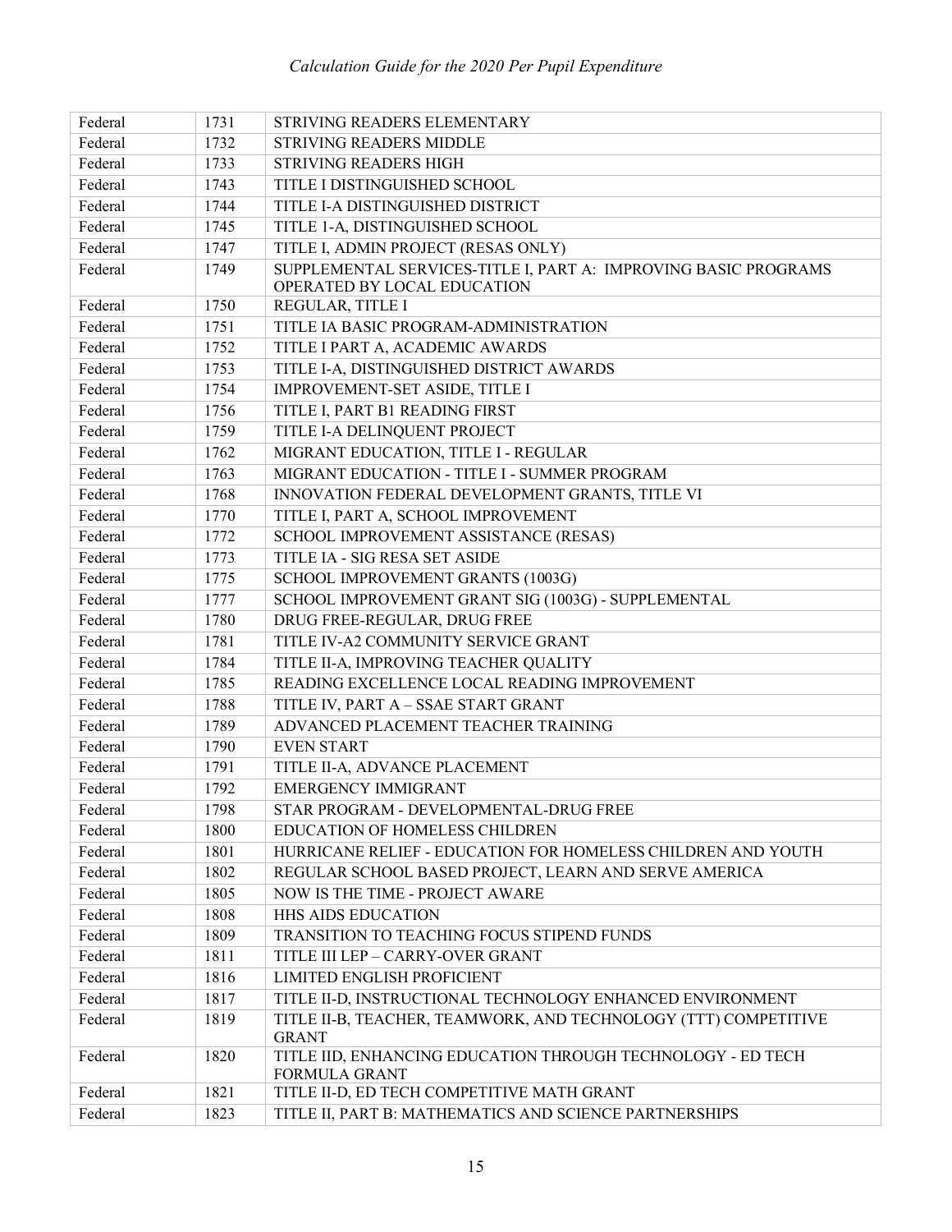| Federal | 1731 | STRIVING READERS ELEMENTARY |
|---|---|---|
| Federal | 1732 | STRIVING READERS MIDDLE |
| Federal | 1733 | STRIVING READERS HIGH |
| Federal | 1743 | TITLE I DISTINGUISHED SCHOOL |
| Federal | 1744 | TITLE I-A DISTINGUISHED DISTRICT |
| Federal | 1745 | TITLE 1-A, DISTINGUISHED SCHOOL |
| Federal | 1747 | TITLE I, ADMIN PROJECT (RESAS ONLY) |
| Federal | 1749 | SUPPLEMENTAL SERVICES-TITLE I, PART A: IMPROVING BASIC PROGRAMS OPERATED BY LOCAL EDUCATION |
| Federal | 1750 | REGULAR, TITLE I |
| Federal | 1751 | TITLE IA BASIC PROGRAM-ADMINISTRATION |
| Federal | 1752 | TITLE I PART A, ACADEMIC AWARDS |
| Federal | 1753 | TITLE I-A, DISTINGUISHED DISTRICT AWARDS |
| Federal | 1754 | IMPROVEMENT-SET ASIDE, TITLE I |
| Federal | 1756 | TITLE I, PART B1 READING FIRST |
| Federal | 1759 | TITLE I-A DELINQUENT PROJECT |
| Federal | 1762 | MIGRANT EDUCATION, TITLE I - REGULAR |
| Federal | 1763 | MIGRANT EDUCATION - TITLE I - SUMMER PROGRAM |
| Federal | 1768 | INNOVATION FEDERAL DEVELOPMENT GRANTS, TITLE VI |
| Federal | 1770 | TITLE I, PART A, SCHOOL IMPROVEMENT |
| Federal | 1772 | SCHOOL IMPROVEMENT ASSISTANCE (RESAS) |
| Federal | 1773 | TITLE IA - SIG RESA SET ASIDE |
| Federal | 1775 | SCHOOL IMPROVEMENT GRANTS (1003G) |
| Federal | 1777 | SCHOOL IMPROVEMENT GRANT SIG (1003G) - SUPPLEMENTAL |
| Federal | 1780 | DRUG FREE-REGULAR, DRUG FREE |
| Federal | 1781 | TITLE IV-A2 COMMUNITY SERVICE GRANT |
| Federal | 1784 | TITLE II-A, IMPROVING TEACHER QUALITY |
| Federal | 1785 | READING EXCELLENCE LOCAL READING IMPROVEMENT |
| Federal | 1788 | TITLE IV, PART A – SSAE START GRANT |
| Federal | 1789 | ADVANCED PLACEMENT TEACHER TRAINING |
| Federal | 1790 | EVEN START |
| Federal | 1791 | TITLE II-A, ADVANCE PLACEMENT |
| Federal | 1792 | EMERGENCY IMMIGRANT |
| Federal | 1798 | STAR PROGRAM - DEVELOPMENTAL-DRUG FREE |
| Federal | 1800 | EDUCATION OF HOMELESS CHILDREN |
| Federal | 1801 | HURRICANE RELIEF - EDUCATION FOR HOMELESS CHILDREN AND YOUTH |
| Federal | 1802 | REGULAR SCHOOL BASED PROJECT, LEARN AND SERVE AMERICA |
| Federal | 1805 | NOW IS THE TIME - PROJECT AWARE |
| Federal | 1808 | HHS AIDS EDUCATION |
| Federal | 1809 | TRANSITION TO TEACHING FOCUS STIPEND FUNDS |
| Federal | 1811 | TITLE III LEP – CARRY-OVER GRANT |
| Federal | 1816 | LIMITED ENGLISH PROFICIENT |
| Federal | 1817 | TITLE II-D, INSTRUCTIONAL TECHNOLOGY ENHANCED ENVIRONMENT |
| Federal | 1819 | TITLE II-B, TEACHER, TEAMWORK, AND TECHNOLOGY (TTT) COMPETITIVE GRANT |
| Federal | 1820 | TITLE IID, ENHANCING EDUCATION THROUGH TECHNOLOGY - ED TECH FORMULA GRANT |
| Federal | 1821 | TITLE II-D, ED TECH COMPETITIVE MATH GRANT |
| Federal | 1823 | TITLE II, PART B: MATHEMATICS AND SCIENCE PARTNERSHIPS |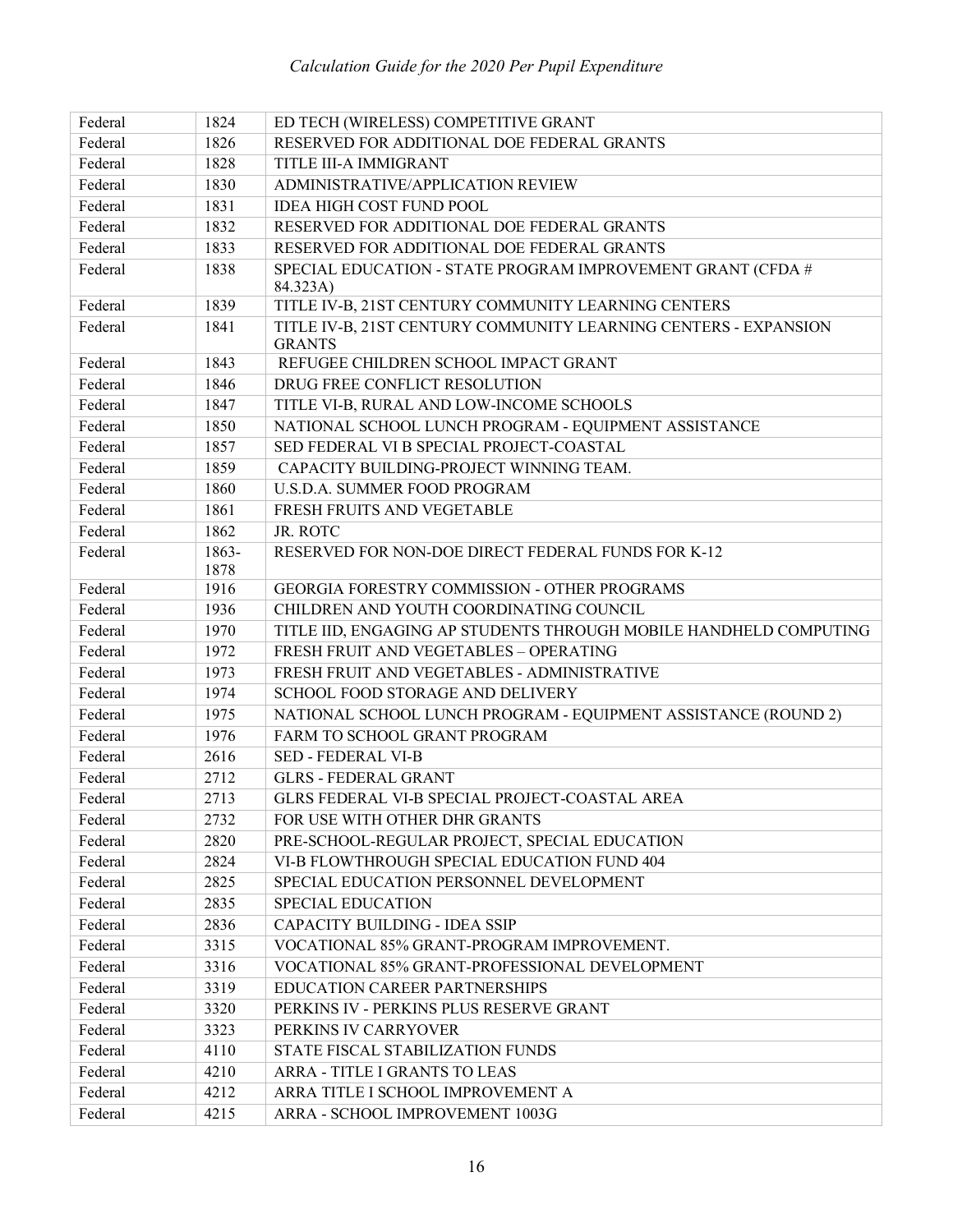| Federal | 1824 | ED TECH (WIRELESS) COMPETITIVE GRANT |
|---|---|---|
| Federal | 1826 | RESERVED FOR ADDITIONAL DOE FEDERAL GRANTS |
| Federal | 1828 | TITLE III-A IMMIGRANT |
| Federal | 1830 | ADMINISTRATIVE/APPLICATION REVIEW |
| Federal | 1831 | IDEA HIGH COST FUND POOL |
| Federal | 1832 | RESERVED FOR ADDITIONAL DOE FEDERAL GRANTS |
| Federal | 1833 | RESERVED FOR ADDITIONAL DOE FEDERAL GRANTS |
| Federal | 1838 | SPECIAL EDUCATION - STATE PROGRAM IMPROVEMENT GRANT (CFDA # 84.323A) |
| Federal | 1839 | TITLE IV-B, 21ST CENTURY COMMUNITY LEARNING CENTERS |
| Federal | 1841 | TITLE IV-B, 21ST CENTURY COMMUNITY LEARNING CENTERS - EXPANSION GRANTS |
| Federal | 1843 | REFUGEE CHILDREN SCHOOL IMPACT GRANT |
| Federal | 1846 | DRUG FREE CONFLICT RESOLUTION |
| Federal | 1847 | TITLE VI-B, RURAL AND LOW-INCOME SCHOOLS |
| Federal | 1850 | NATIONAL SCHOOL LUNCH PROGRAM - EQUIPMENT ASSISTANCE |
| Federal | 1857 | SED FEDERAL VI B SPECIAL PROJECT-COASTAL |
| Federal | 1859 | CAPACITY BUILDING-PROJECT WINNING TEAM. |
| Federal | 1860 | U.S.D.A. SUMMER FOOD PROGRAM |
| Federal | 1861 | FRESH FRUITS AND VEGETABLE |
| Federal | 1862 | JR. ROTC |
| Federal | 1863-1878 | RESERVED FOR NON-DOE DIRECT FEDERAL FUNDS FOR K-12 |
| Federal | 1916 | GEORGIA FORESTRY COMMISSION - OTHER PROGRAMS |
| Federal | 1936 | CHILDREN AND YOUTH COORDINATING COUNCIL |
| Federal | 1970 | TITLE IID, ENGAGING AP STUDENTS THROUGH MOBILE HANDHELD COMPUTING |
| Federal | 1972 | FRESH FRUIT AND VEGETABLES – OPERATING |
| Federal | 1973 | FRESH FRUIT AND VEGETABLES - ADMINISTRATIVE |
| Federal | 1974 | SCHOOL FOOD STORAGE AND DELIVERY |
| Federal | 1975 | NATIONAL SCHOOL LUNCH PROGRAM - EQUIPMENT ASSISTANCE (ROUND 2) |
| Federal | 1976 | FARM TO SCHOOL GRANT PROGRAM |
| Federal | 2616 | SED - FEDERAL VI-B |
| Federal | 2712 | GLRS - FEDERAL GRANT |
| Federal | 2713 | GLRS FEDERAL VI-B SPECIAL PROJECT-COASTAL AREA |
| Federal | 2732 | FOR USE WITH OTHER DHR GRANTS |
| Federal | 2820 | PRE-SCHOOL-REGULAR PROJECT, SPECIAL EDUCATION |
| Federal | 2824 | VI-B FLOWTHROUGH SPECIAL EDUCATION FUND 404 |
| Federal | 2825 | SPECIAL EDUCATION PERSONNEL DEVELOPMENT |
| Federal | 2835 | SPECIAL EDUCATION |
| Federal | 2836 | CAPACITY BUILDING - IDEA SSIP |
| Federal | 3315 | VOCATIONAL 85% GRANT-PROGRAM IMPROVEMENT. |
| Federal | 3316 | VOCATIONAL 85% GRANT-PROFESSIONAL DEVELOPMENT |
| Federal | 3319 | EDUCATION CAREER PARTNERSHIPS |
| Federal | 3320 | PERKINS IV - PERKINS PLUS RESERVE GRANT |
| Federal | 3323 | PERKINS IV CARRYOVER |
| Federal | 4110 | STATE FISCAL STABILIZATION FUNDS |
| Federal | 4210 | ARRA - TITLE I GRANTS TO LEAS |
| Federal | 4212 | ARRA TITLE I SCHOOL IMPROVEMENT A |
| Federal | 4215 | ARRA - SCHOOL IMPROVEMENT 1003G |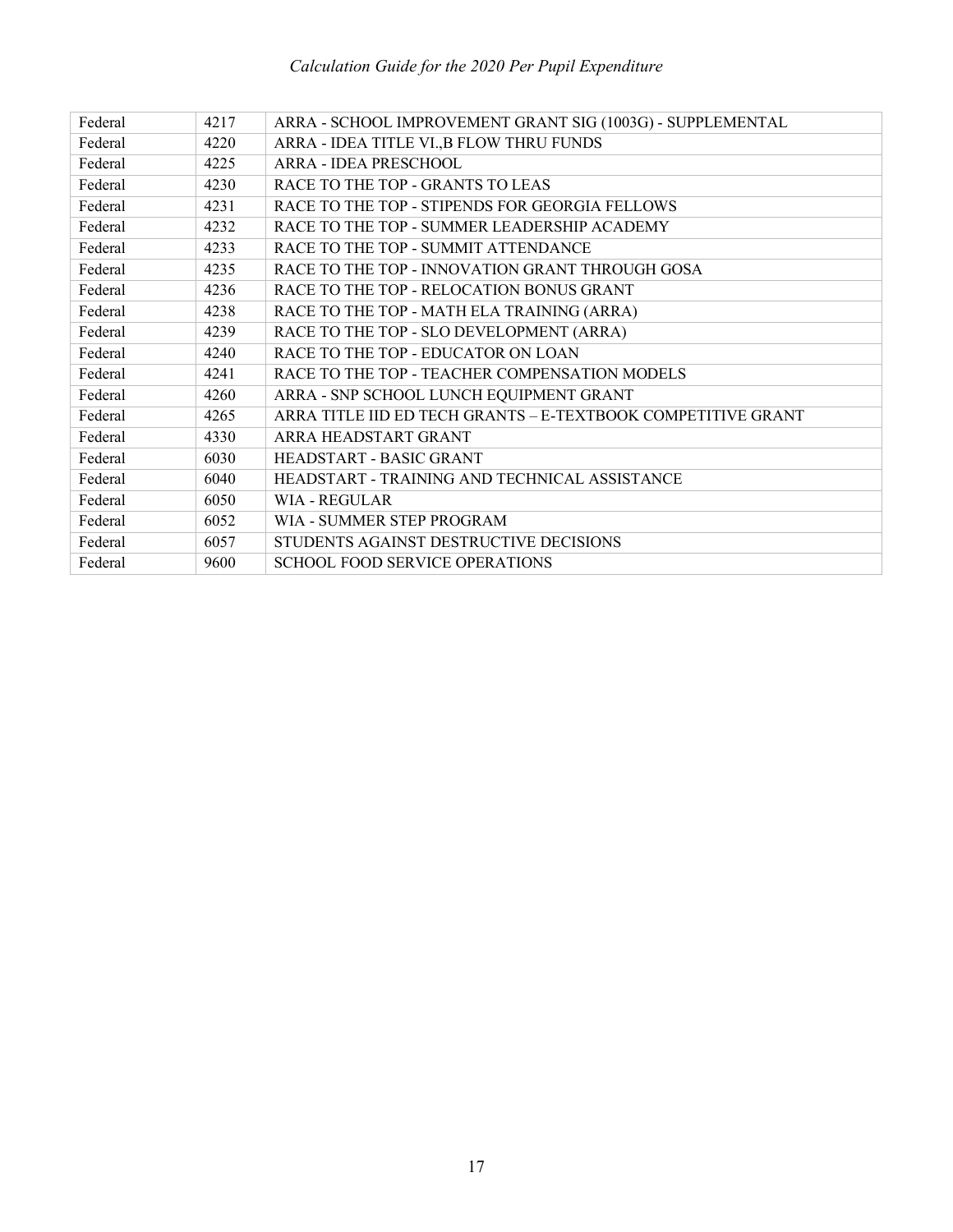| | | |
|---|---|---|
| Federal | 4217 | ARRA - SCHOOL IMPROVEMENT GRANT SIG (1003G) - SUPPLEMENTAL |
| Federal | 4220 | ARRA - IDEA TITLE VI.,B FLOW THRU FUNDS |
| Federal | 4225 | ARRA - IDEA PRESCHOOL |
| Federal | 4230 | RACE TO THE TOP - GRANTS TO LEAS |
| Federal | 4231 | RACE TO THE TOP - STIPENDS FOR GEORGIA FELLOWS |
| Federal | 4232 | RACE TO THE TOP - SUMMER LEADERSHIP ACADEMY |
| Federal | 4233 | RACE TO THE TOP - SUMMIT ATTENDANCE |
| Federal | 4235 | RACE TO THE TOP - INNOVATION GRANT THROUGH GOSA |
| Federal | 4236 | RACE TO THE TOP - RELOCATION BONUS GRANT |
| Federal | 4238 | RACE TO THE TOP - MATH ELA TRAINING (ARRA) |
| Federal | 4239 | RACE TO THE TOP - SLO DEVELOPMENT (ARRA) |
| Federal | 4240 | RACE TO THE TOP - EDUCATOR ON LOAN |
| Federal | 4241 | RACE TO THE TOP - TEACHER COMPENSATION MODELS |
| Federal | 4260 | ARRA - SNP SCHOOL LUNCH EQUIPMENT GRANT |
| Federal | 4265 | ARRA TITLE IID ED TECH GRANTS – E-TEXTBOOK COMPETITIVE GRANT |
| Federal | 4330 | ARRA HEADSTART GRANT |
| Federal | 6030 | HEADSTART - BASIC GRANT |
| Federal | 6040 | HEADSTART - TRAINING AND TECHNICAL ASSISTANCE |
| Federal | 6050 | WIA - REGULAR |
| Federal | 6052 | WIA - SUMMER STEP PROGRAM |
| Federal | 6057 | STUDENTS AGAINST DESTRUCTIVE DECISIONS |
| Federal | 9600 | SCHOOL FOOD SERVICE OPERATIONS |